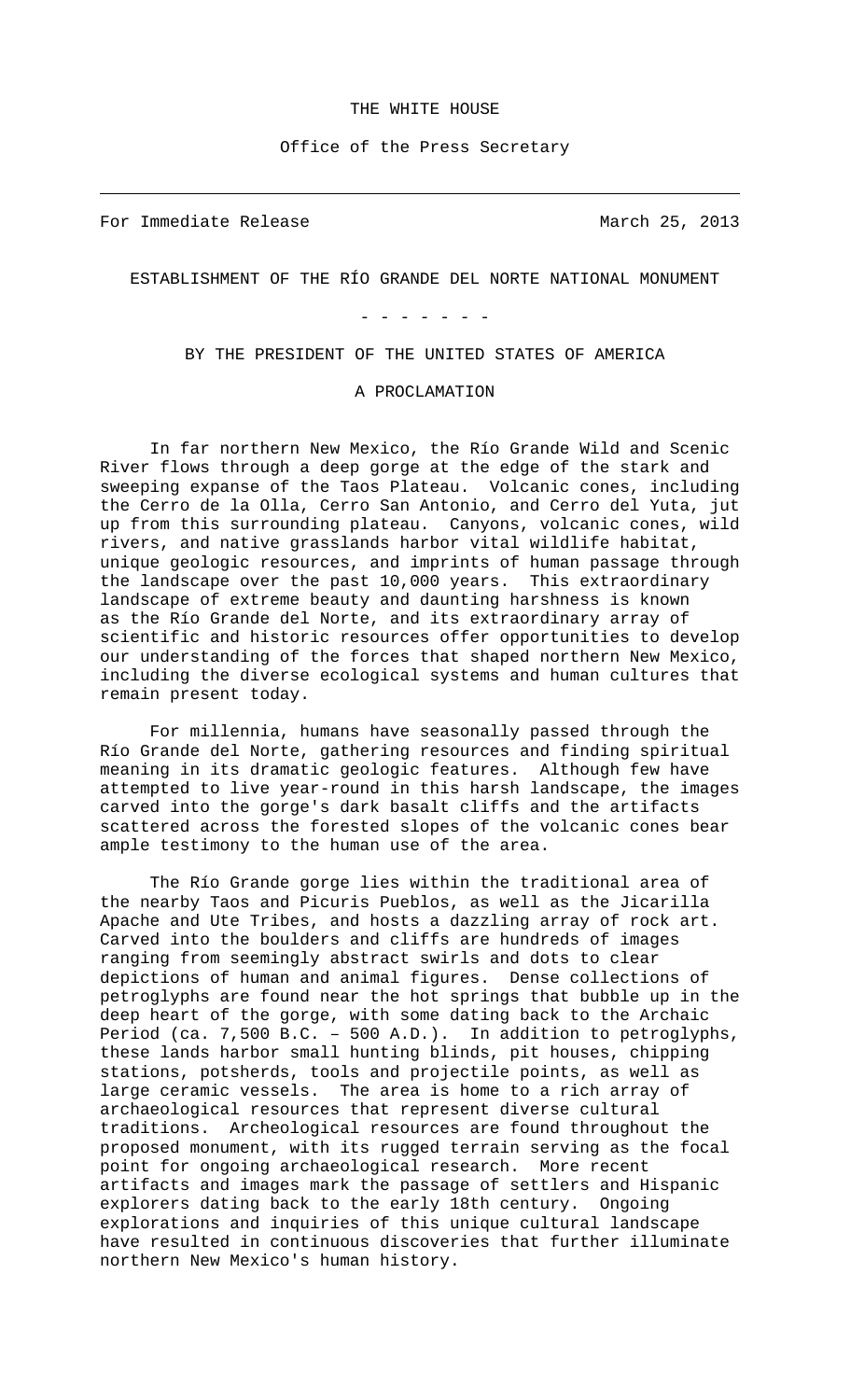THE WHITE HOUSE

Office of the Press Secretary

---

For Immediate Release March 25, 2013

# ESTABLISHMENT OF THE RÍO GRANDE DEL NORTE NATIONAL MONUMENT

\- - - - - - -

## BY THE PRESIDENT OF THE UNITED STATES OF AMERICA

## A PROCLAMATION

In far northern New Mexico, the Río Grande Wild and Scenic River flows through a deep gorge at the edge of the stark and sweeping expanse of the Taos Plateau. Volcanic cones, including the Cerro de la Olla, Cerro San Antonio, and Cerro del Yuta, jut up from this surrounding plateau. Canyons, volcanic cones, wild rivers, and native grasslands harbor vital wildlife habitat, unique geologic resources, and imprints of human passage through the landscape over the past 10,000 years. This extraordinary landscape of extreme beauty and daunting harshness is known as the Río Grande del Norte, and its extraordinary array of scientific and historic resources offer opportunities to develop our understanding of the forces that shaped northern New Mexico, including the diverse ecological systems and human cultures that remain present today.

For millennia, humans have seasonally passed through the Río Grande del Norte, gathering resources and finding spiritual meaning in its dramatic geologic features. Although few have attempted to live year-round in this harsh landscape, the images carved into the gorge's dark basalt cliffs and the artifacts scattered across the forested slopes of the volcanic cones bear ample testimony to the human use of the area.

The Río Grande gorge lies within the traditional area of the nearby Taos and Picuris Pueblos, as well as the Jicarilla Apache and Ute Tribes, and hosts a dazzling array of rock art. Carved into the boulders and cliffs are hundreds of images ranging from seemingly abstract swirls and dots to clear depictions of human and animal figures. Dense collections of petroglyphs are found near the hot springs that bubble up in the deep heart of the gorge, with some dating back to the Archaic Period (ca. 7,500 B.C. – 500 A.D.). In addition to petroglyphs, these lands harbor small hunting blinds, pit houses, chipping stations, potsherds, tools and projectile points, as well as large ceramic vessels. The area is home to a rich array of archaeological resources that represent diverse cultural traditions. Archeological resources are found throughout the proposed monument, with its rugged terrain serving as the focal point for ongoing archaeological research. More recent artifacts and images mark the passage of settlers and Hispanic explorers dating back to the early 18th century. Ongoing explorations and inquiries of this unique cultural landscape have resulted in continuous discoveries that further illuminate northern New Mexico's human history.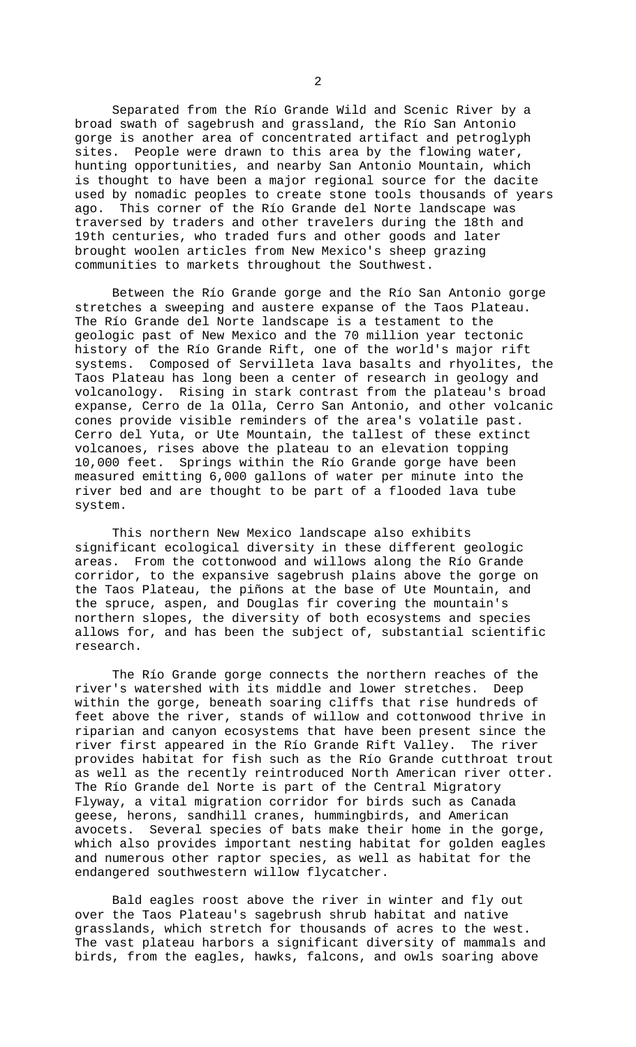Separated from the Río Grande Wild and Scenic River by a broad swath of sagebrush and grassland, the Río San Antonio gorge is another area of concentrated artifact and petroglyph sites. People were drawn to this area by the flowing water, hunting opportunities, and nearby San Antonio Mountain, which is thought to have been a major regional source for the dacite used by nomadic peoples to create stone tools thousands of years ago. This corner of the Río Grande del Norte landscape was traversed by traders and other travelers during the 18th and 19th centuries, who traded furs and other goods and later brought woolen articles from New Mexico's sheep grazing communities to markets throughout the Southwest.

Between the Río Grande gorge and the Río San Antonio gorge stretches a sweeping and austere expanse of the Taos Plateau. The Río Grande del Norte landscape is a testament to the geologic past of New Mexico and the 70 million year tectonic history of the Río Grande Rift, one of the world's major rift systems. Composed of Servilleta lava basalts and rhyolites, the Taos Plateau has long been a center of research in geology and volcanology. Rising in stark contrast from the plateau's broad expanse, Cerro de la Olla, Cerro San Antonio, and other volcanic cones provide visible reminders of the area's volatile past. Cerro del Yuta, or Ute Mountain, the tallest of these extinct volcanoes, rises above the plateau to an elevation topping 10,000 feet. Springs within the Río Grande gorge have been measured emitting 6,000 gallons of water per minute into the river bed and are thought to be part of a flooded lava tube system.

This northern New Mexico landscape also exhibits significant ecological diversity in these different geologic areas. From the cottonwood and willows along the Río Grande corridor, to the expansive sagebrush plains above the gorge on the Taos Plateau, the piñons at the base of Ute Mountain, and the spruce, aspen, and Douglas fir covering the mountain's northern slopes, the diversity of both ecosystems and species allows for, and has been the subject of, substantial scientific research.

The Río Grande gorge connects the northern reaches of the river's watershed with its middle and lower stretches. Deep within the gorge, beneath soaring cliffs that rise hundreds of feet above the river, stands of willow and cottonwood thrive in riparian and canyon ecosystems that have been present since the river first appeared in the Río Grande Rift Valley. The river provides habitat for fish such as the Río Grande cutthroat trout as well as the recently reintroduced North American river otter. The Río Grande del Norte is part of the Central Migratory Flyway, a vital migration corridor for birds such as Canada geese, herons, sandhill cranes, hummingbirds, and American avocets. Several species of bats make their home in the gorge, which also provides important nesting habitat for golden eagles and numerous other raptor species, as well as habitat for the endangered southwestern willow flycatcher.

Bald eagles roost above the river in winter and fly out over the Taos Plateau's sagebrush shrub habitat and native grasslands, which stretch for thousands of acres to the west. The vast plateau harbors a significant diversity of mammals and birds, from the eagles, hawks, falcons, and owls soaring above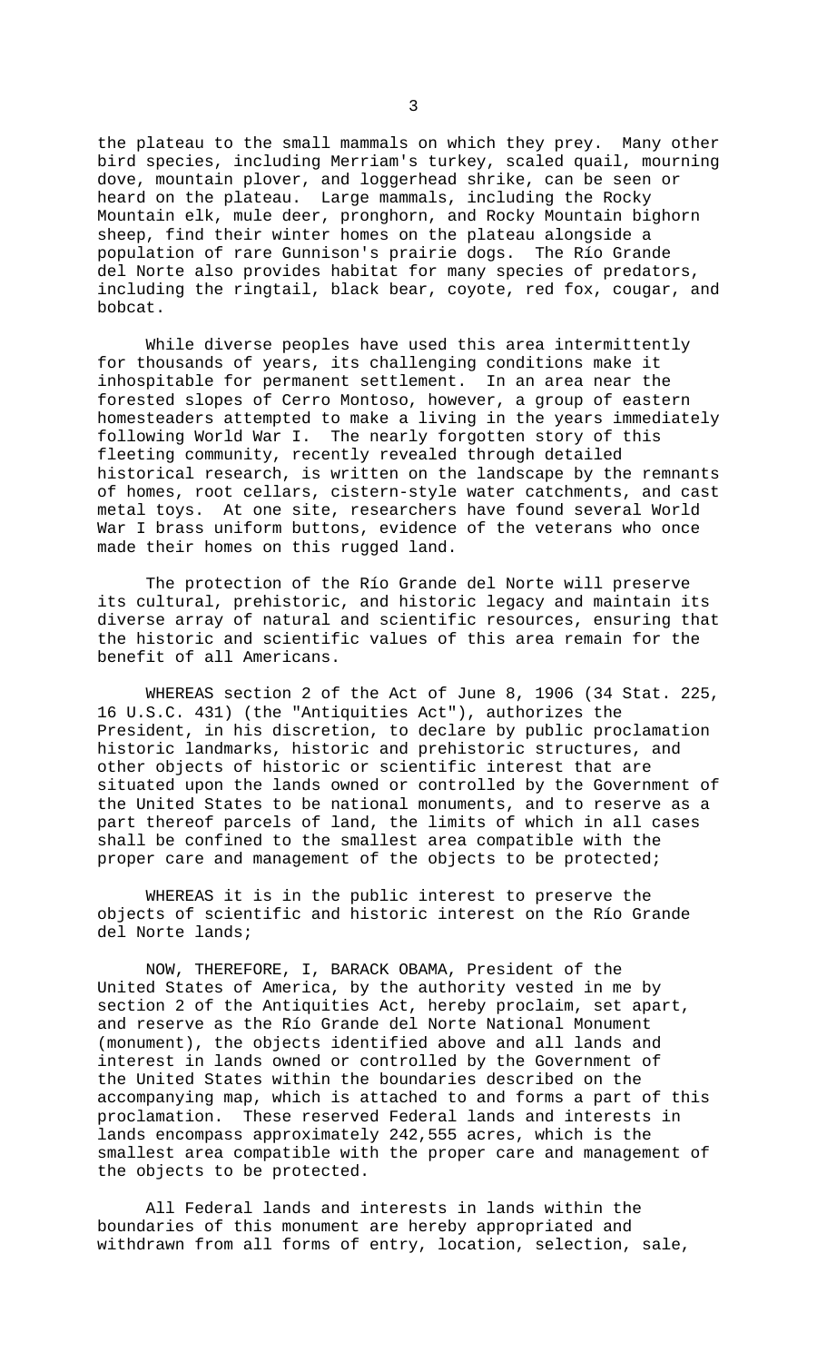the plateau to the small mammals on which they prey. Many other bird species, including Merriam's turkey, scaled quail, mourning dove, mountain plover, and loggerhead shrike, can be seen or heard on the plateau. Large mammals, including the Rocky Mountain elk, mule deer, pronghorn, and Rocky Mountain bighorn sheep, find their winter homes on the plateau alongside a population of rare Gunnison's prairie dogs. The Río Grande del Norte also provides habitat for many species of predators, including the ringtail, black bear, coyote, red fox, cougar, and bobcat.

While diverse peoples have used this area intermittently for thousands of years, its challenging conditions make it inhospitable for permanent settlement. In an area near the forested slopes of Cerro Montoso, however, a group of eastern homesteaders attempted to make a living in the years immediately following World War I. The nearly forgotten story of this fleeting community, recently revealed through detailed historical research, is written on the landscape by the remnants of homes, root cellars, cistern-style water catchments, and cast metal toys. At one site, researchers have found several World War I brass uniform buttons, evidence of the veterans who once made their homes on this rugged land.

The protection of the Río Grande del Norte will preserve its cultural, prehistoric, and historic legacy and maintain its diverse array of natural and scientific resources, ensuring that the historic and scientific values of this area remain for the benefit of all Americans.

WHEREAS section 2 of the Act of June 8, 1906 (34 Stat. 225, 16 U.S.C. 431) (the "Antiquities Act"), authorizes the President, in his discretion, to declare by public proclamation historic landmarks, historic and prehistoric structures, and other objects of historic or scientific interest that are situated upon the lands owned or controlled by the Government of the United States to be national monuments, and to reserve as a part thereof parcels of land, the limits of which in all cases shall be confined to the smallest area compatible with the proper care and management of the objects to be protected;

WHEREAS it is in the public interest to preserve the objects of scientific and historic interest on the Río Grande del Norte lands;

NOW, THEREFORE, I, BARACK OBAMA, President of the United States of America, by the authority vested in me by section 2 of the Antiquities Act, hereby proclaim, set apart, and reserve as the Río Grande del Norte National Monument (monument), the objects identified above and all lands and interest in lands owned or controlled by the Government of the United States within the boundaries described on the accompanying map, which is attached to and forms a part of this proclamation. These reserved Federal lands and interests in lands encompass approximately 242,555 acres, which is the smallest area compatible with the proper care and management of the objects to be protected.

All Federal lands and interests in lands within the boundaries of this monument are hereby appropriated and withdrawn from all forms of entry, location, selection, sale,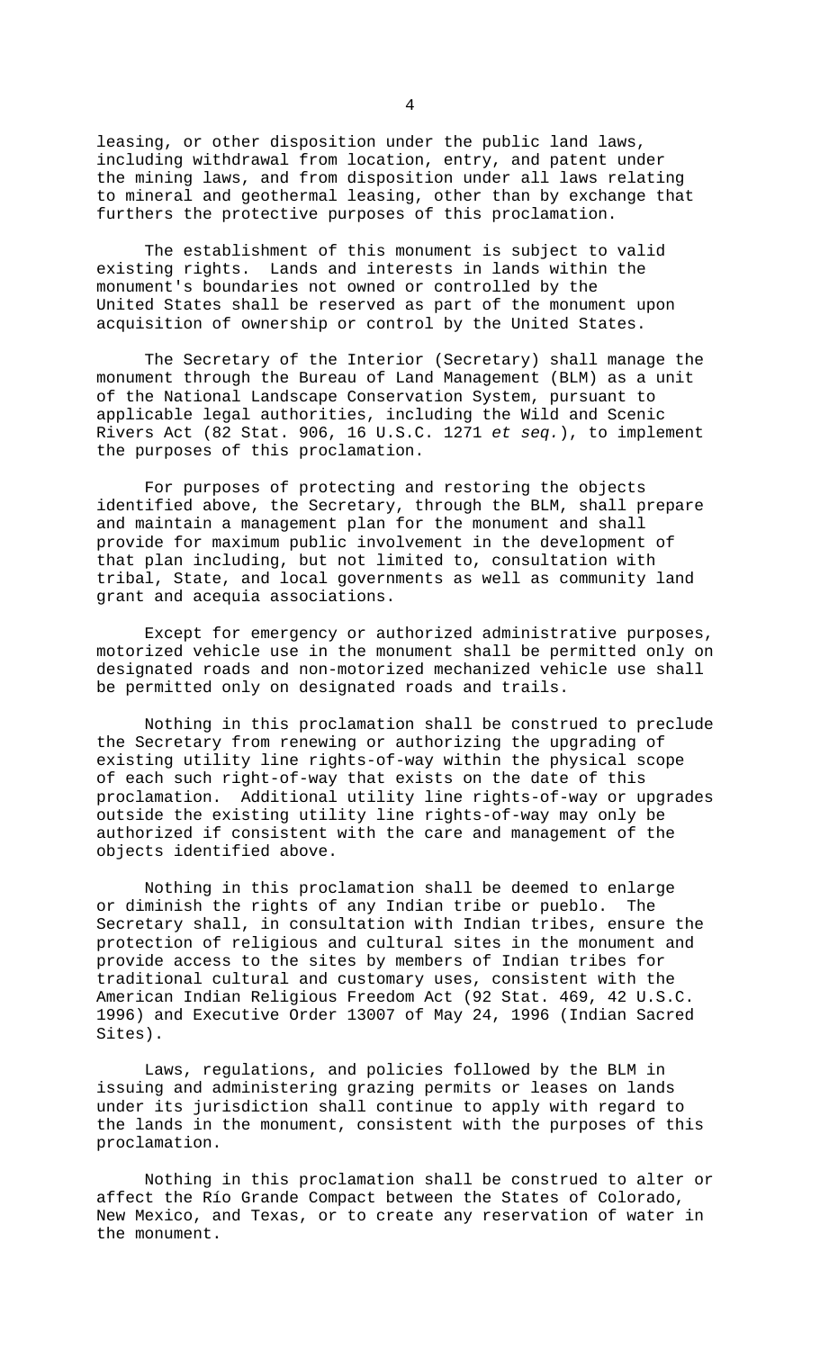leasing, or other disposition under the public land laws, including withdrawal from location, entry, and patent under the mining laws, and from disposition under all laws relating to mineral and geothermal leasing, other than by exchange that furthers the protective purposes of this proclamation.

The establishment of this monument is subject to valid existing rights. Lands and interests in lands within the monument's boundaries not owned or controlled by the United States shall be reserved as part of the monument upon acquisition of ownership or control by the United States.

The Secretary of the Interior (Secretary) shall manage the monument through the Bureau of Land Management (BLM) as a unit of the National Landscape Conservation System, pursuant to applicable legal authorities, including the Wild and Scenic Rivers Act (82 Stat. 906, 16 U.S.C. 1271 *et seq.*), to implement the purposes of this proclamation.

For purposes of protecting and restoring the objects identified above, the Secretary, through the BLM, shall prepare and maintain a management plan for the monument and shall provide for maximum public involvement in the development of that plan including, but not limited to, consultation with tribal, State, and local governments as well as community land grant and acequia associations.

Except for emergency or authorized administrative purposes, motorized vehicle use in the monument shall be permitted only on designated roads and non-motorized mechanized vehicle use shall be permitted only on designated roads and trails.

Nothing in this proclamation shall be construed to preclude the Secretary from renewing or authorizing the upgrading of existing utility line rights-of-way within the physical scope of each such right-of-way that exists on the date of this proclamation. Additional utility line rights-of-way or upgrades outside the existing utility line rights-of-way may only be authorized if consistent with the care and management of the objects identified above.

Nothing in this proclamation shall be deemed to enlarge or diminish the rights of any Indian tribe or pueblo. The Secretary shall, in consultation with Indian tribes, ensure the protection of religious and cultural sites in the monument and provide access to the sites by members of Indian tribes for traditional cultural and customary uses, consistent with the American Indian Religious Freedom Act (92 Stat. 469, 42 U.S.C. 1996) and Executive Order 13007 of May 24, 1996 (Indian Sacred Sites).

Laws, regulations, and policies followed by the BLM in issuing and administering grazing permits or leases on lands under its jurisdiction shall continue to apply with regard to the lands in the monument, consistent with the purposes of this proclamation.

Nothing in this proclamation shall be construed to alter or affect the Río Grande Compact between the States of Colorado, New Mexico, and Texas, or to create any reservation of water in the monument.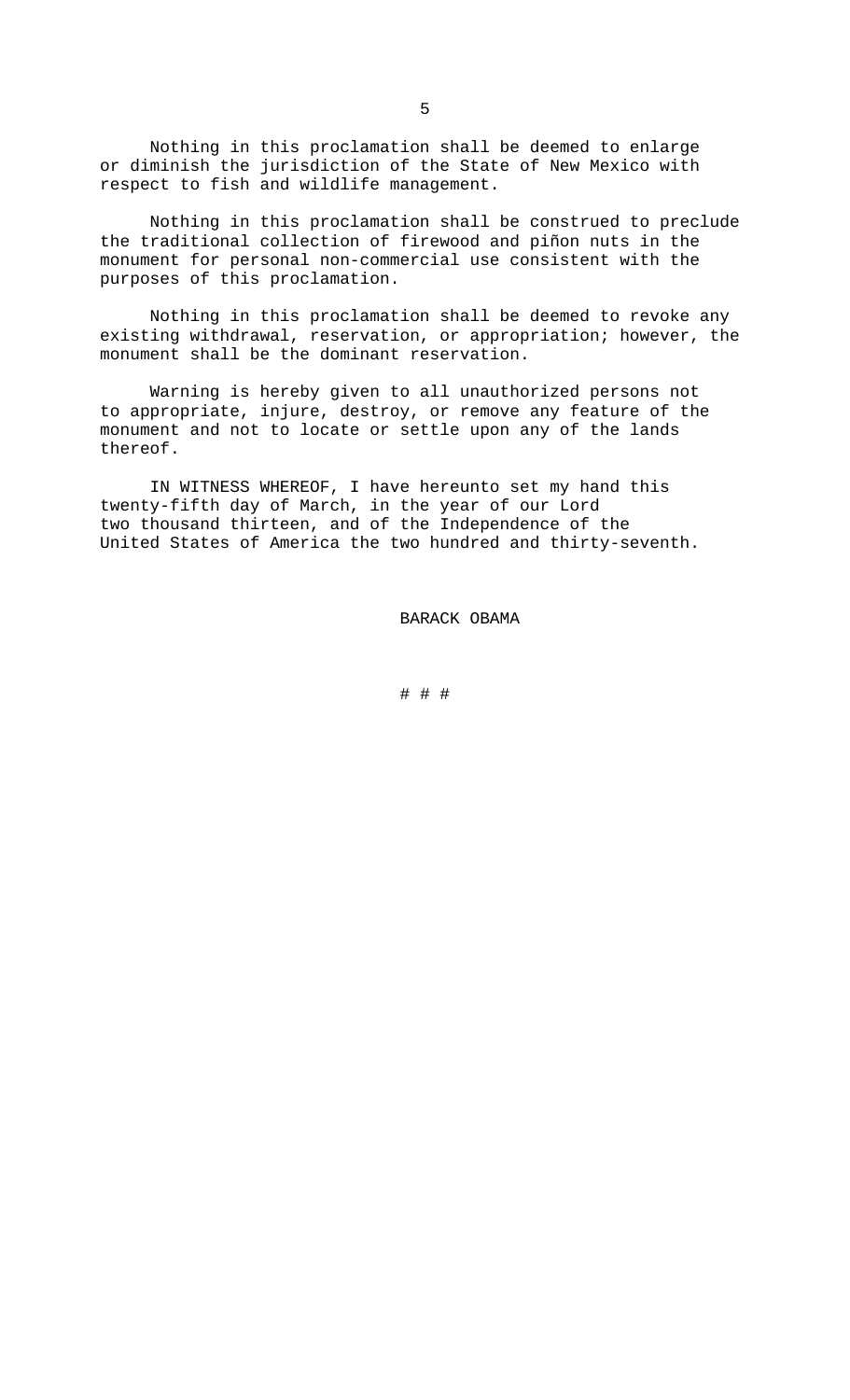Nothing in this proclamation shall be deemed to enlarge or diminish the jurisdiction of the State of New Mexico with respect to fish and wildlife management.

Nothing in this proclamation shall be construed to preclude the traditional collection of firewood and piñon nuts in the monument for personal non-commercial use consistent with the purposes of this proclamation.

Nothing in this proclamation shall be deemed to revoke any existing withdrawal, reservation, or appropriation; however, the monument shall be the dominant reservation.

Warning is hereby given to all unauthorized persons not to appropriate, injure, destroy, or remove any feature of the monument and not to locate or settle upon any of the lands thereof.

IN WITNESS WHEREOF, I have hereunto set my hand this twenty-fifth day of March, in the year of our Lord two thousand thirteen, and of the Independence of the United States of America the two hundred and thirty-seventh.

BARACK OBAMA

# # #